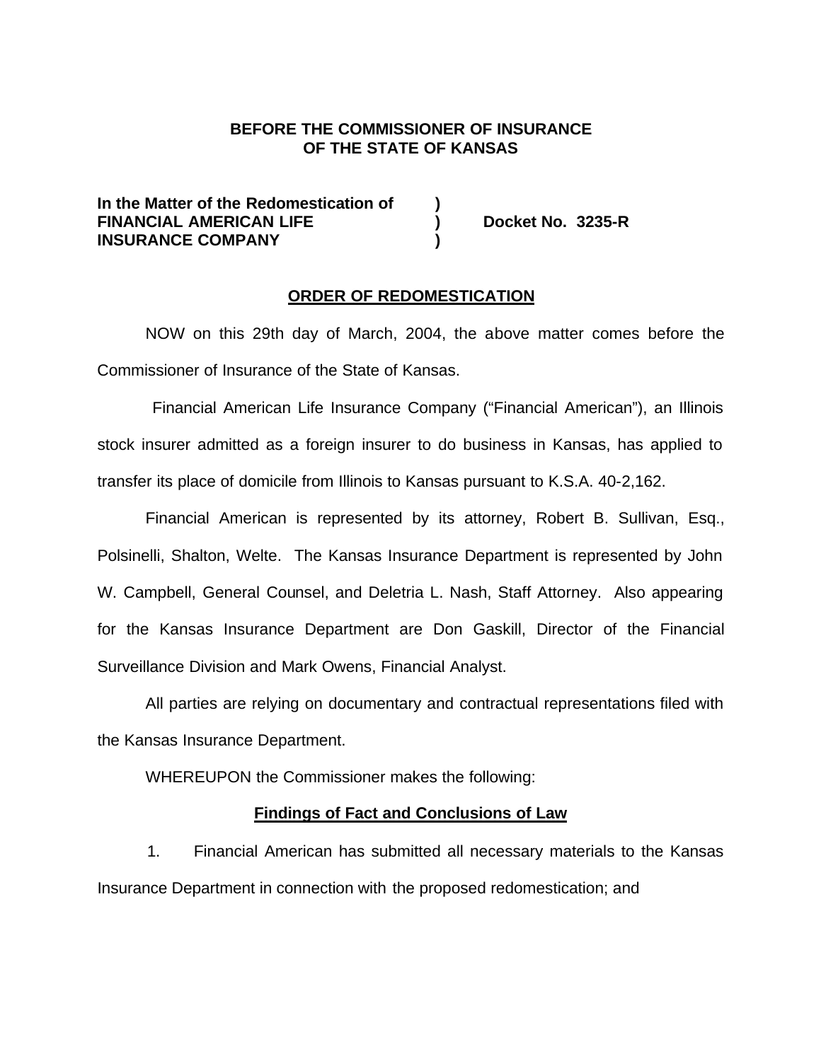**BEFORE THE COMMISSIONER OF INSURANCE**
**OF THE STATE OF KANSAS**

**In the Matter of the Redomestication of )**
**FINANCIAL AMERICAN LIFE ) Docket No. 3235-R**
**INSURANCE COMPANY )**

## ORDER OF REDOMESTICATION

NOW on this 29th day of March, 2004, the above matter comes before the Commissioner of Insurance of the State of Kansas.

Financial American Life Insurance Company ("Financial American"), an Illinois stock insurer admitted as a foreign insurer to do business in Kansas, has applied to transfer its place of domicile from Illinois to Kansas pursuant to K.S.A. 40-2,162.

Financial American is represented by its attorney, Robert B. Sullivan, Esq., Polsinelli, Shalton, Welte. The Kansas Insurance Department is represented by John W. Campbell, General Counsel, and Deletria L. Nash, Staff Attorney. Also appearing for the Kansas Insurance Department are Don Gaskill, Director of the Financial Surveillance Division and Mark Owens, Financial Analyst.

All parties are relying on documentary and contractual representations filed with the Kansas Insurance Department.

WHEREUPON the Commissioner makes the following:

### Findings of Fact and Conclusions of Law

1. Financial American has submitted all necessary materials to the Kansas Insurance Department in connection with the proposed redomestication; and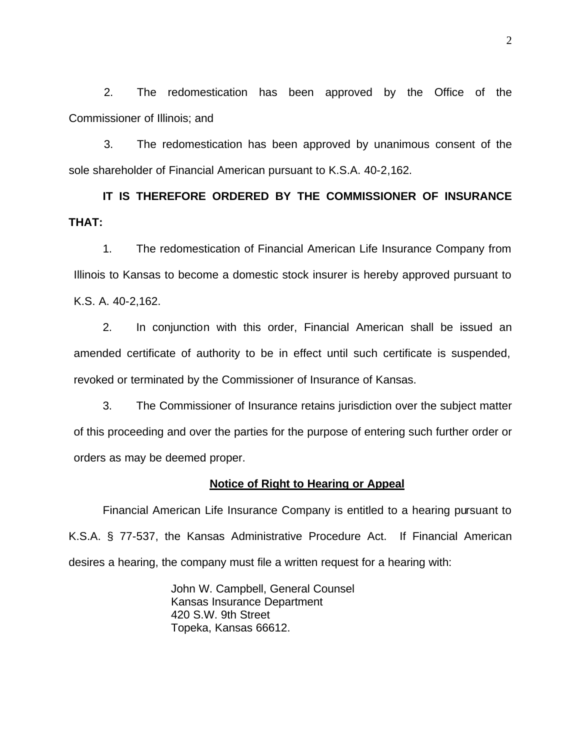2. The redomestication has been approved by the Office of the Commissioner of Illinois; and

3. The redomestication has been approved by unanimous consent of the sole shareholder of Financial American pursuant to K.S.A. 40-2,162.

**IT IS THEREFORE ORDERED BY THE COMMISSIONER OF INSURANCE THAT:**

1. The redomestication of Financial American Life Insurance Company from Illinois to Kansas to become a domestic stock insurer is hereby approved pursuant to K.S. A. 40-2,162.

2. In conjunction with this order, Financial American shall be issued an amended certificate of authority to be in effect until such certificate is suspended, revoked or terminated by the Commissioner of Insurance of Kansas.

3. The Commissioner of Insurance retains jurisdiction over the subject matter of this proceeding and over the parties for the purpose of entering such further order or orders as may be deemed proper.

**<u>Notice of Right to Hearing or Appeal</u>**

Financial American Life Insurance Company is entitled to a hearing pursuant to K.S.A. § 77-537, the Kansas Administrative Procedure Act. If Financial American desires a hearing, the company must file a written request for a hearing with:

John W. Campbell, General Counsel
Kansas Insurance Department
420 S.W. 9th Street
Topeka, Kansas 66612.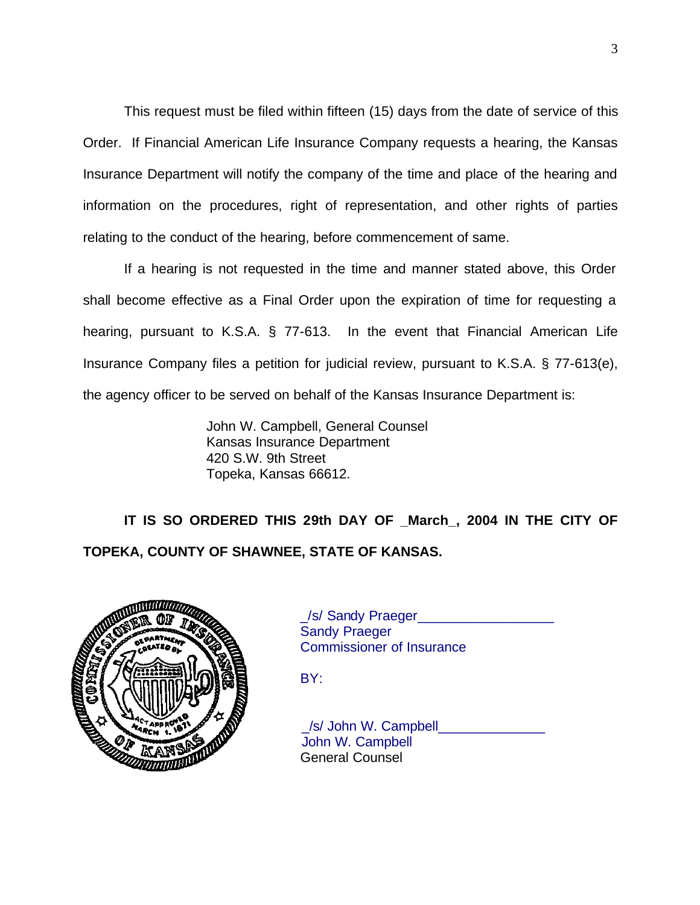This request must be filed within fifteen (15) days from the date of service of this Order. If Financial American Life Insurance Company requests a hearing, the Kansas Insurance Department will notify the company of the time and place of the hearing and information on the procedures, right of representation, and other rights of parties relating to the conduct of the hearing, before commencement of same.

If a hearing is not requested in the time and manner stated above, this Order shall become effective as a Final Order upon the expiration of time for requesting a hearing, pursuant to K.S.A. § 77-613. In the event that Financial American Life Insurance Company files a petition for judicial review, pursuant to K.S.A. § 77-613(e), the agency officer to be served on behalf of the Kansas Insurance Department is:

John W. Campbell, General Counsel
Kansas Insurance Department
420 S.W. 9th Street
Topeka, Kansas 66612.

**IT IS SO ORDERED THIS 29th DAY OF _March_, 2004 IN THE CITY OF TOPEKA, COUNTY OF SHAWNEE, STATE OF KANSAS.**

_/s/ Sandy Praeger_________________
Sandy Praeger
Commissioner of Insurance

BY:

_/s/ John W. Campbell_____________
John W. Campbell
General Counsel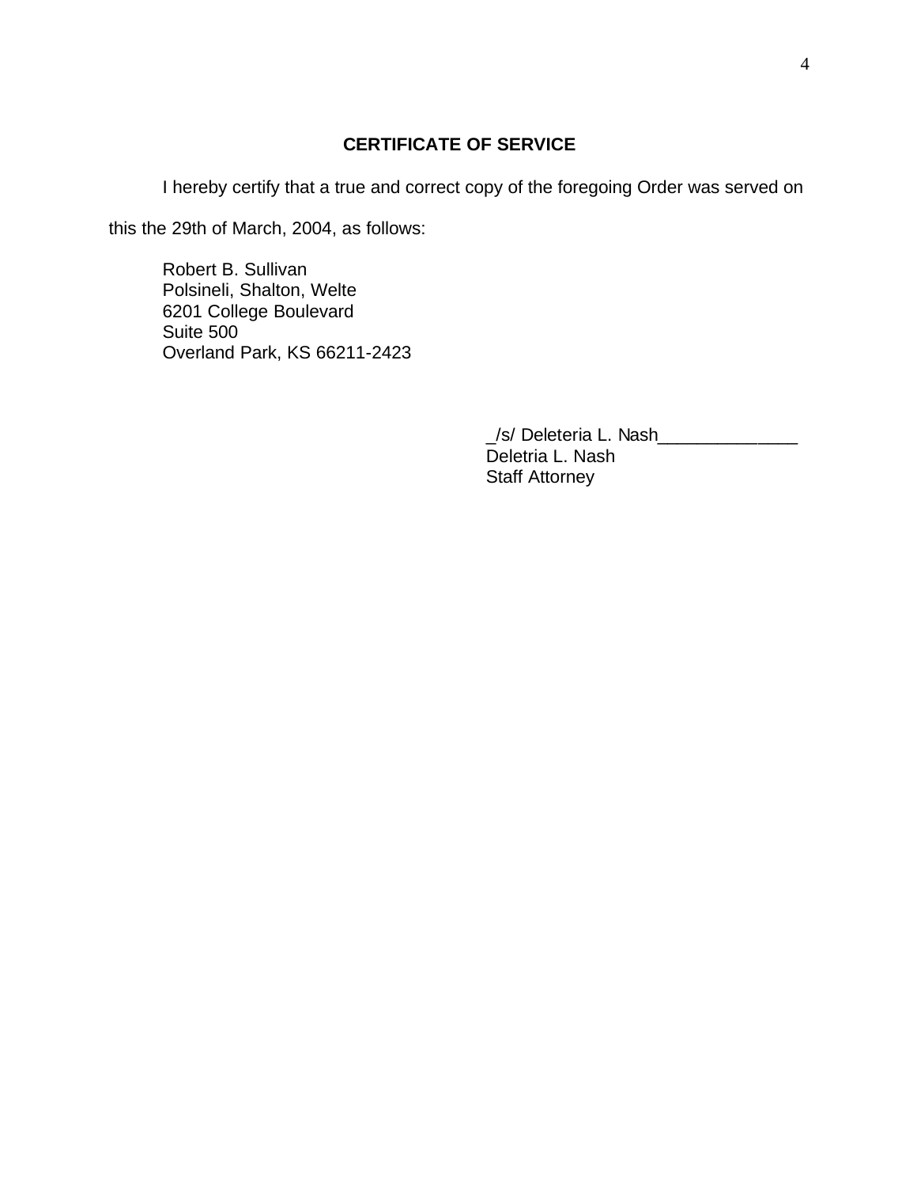## CERTIFICATE OF SERVICE

I hereby certify that a true and correct copy of the foregoing Order was served on this the 29th of March, 2004, as follows:

Robert B. Sullivan  
Polsineli, Shalton, Welte  
6201 College Boulevard  
Suite 500  
Overland Park, KS 66211-2423

_/s/ Deleteria L. Nash______________  
Deletria L. Nash  
Staff Attorney